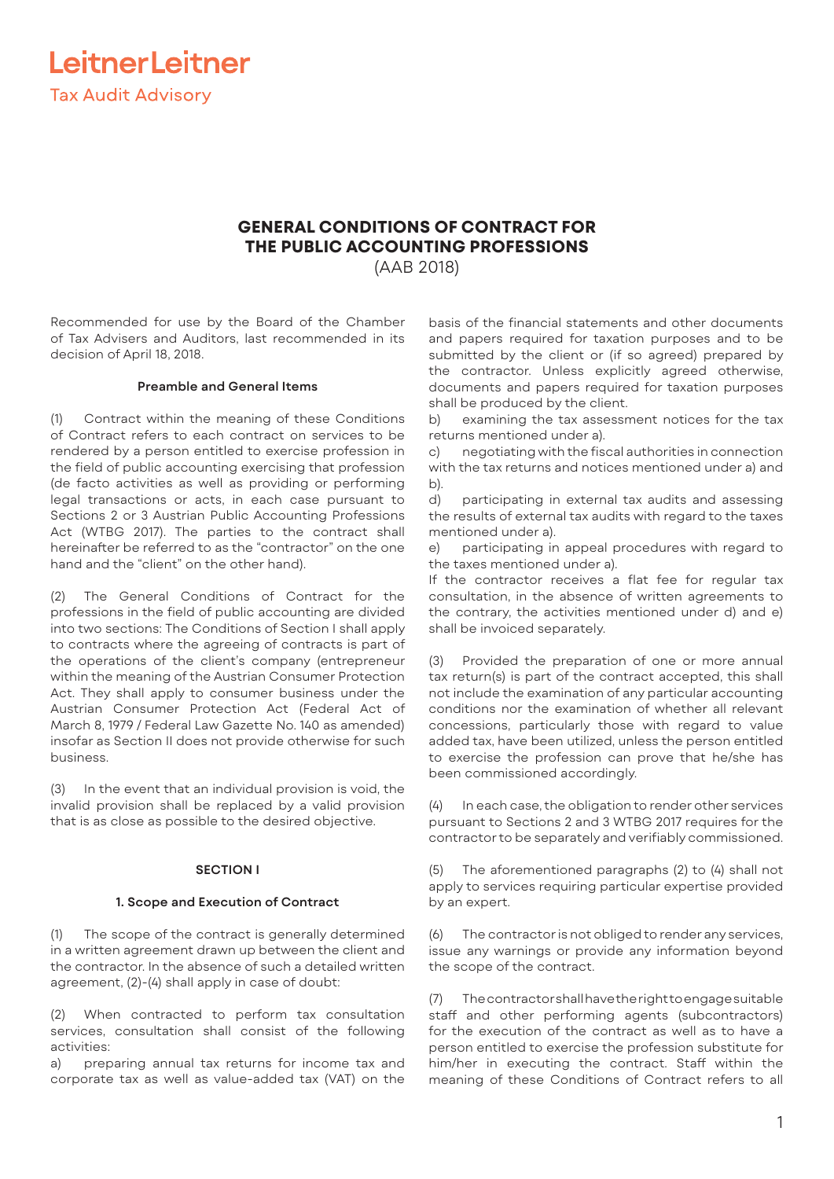LeitnerLeitner

Tax Audit Advisory

# GENERAL CONDITIONS OF CONTRACT FOR THE PUBLIC ACCOUNTING PROFESSIONS

(AAB 2018)

Recommended for use by the Board of the Chamber of Tax Advisers and Auditors, last recommended in its decision of April 18, 2018.

### Preamble and General Items

(1) Contract within the meaning of these Conditions of Contract refers to each contract on services to be rendered by a person entitled to exercise profession in the field of public accounting exercising that profession (de facto activities as well as providing or performing legal transactions or acts, in each case pursuant to Sections 2 or 3 Austrian Public Accounting Professions Act (WTBG 2017). The parties to the contract shall hereinafter be referred to as the "contractor" on the one hand and the "client" on the other hand).

(2) The General Conditions of Contract for the professions in the field of public accounting are divided into two sections: The Conditions of Section I shall apply to contracts where the agreeing of contracts is part of the operations of the client's company (entrepreneur within the meaning of the Austrian Consumer Protection Act. They shall apply to consumer business under the Austrian Consumer Protection Act (Federal Act of March 8, 1979 / Federal Law Gazette No. 140 as amended) insofar as Section II does not provide otherwise for such business.

(3) In the event that an individual provision is void, the invalid provision shall be replaced by a valid provision that is as close as possible to the desired objective.

## SECTION I

### 1. Scope and Execution of Contract

(1) The scope of the contract is generally determined in a written agreement drawn up between the client and the contractor. In the absence of such a detailed written agreement, (2)-(4) shall apply in case of doubt:

(2) When contracted to perform tax consultation services, consultation shall consist of the following activities:

a) preparing annual tax returns for income tax and corporate tax as well as value-added tax (VAT) on the basis of the financial statements and other documents and papers required for taxation purposes and to be submitted by the client or (if so agreed) prepared by the contractor. Unless explicitly agreed otherwise, documents and papers required for taxation purposes shall be produced by the client.

b) examining the tax assessment notices for the tax returns mentioned under a).

c) negotiating with the fiscal authorities in connection with the tax returns and notices mentioned under a) and b).

d) participating in external tax audits and assessing the results of external tax audits with regard to the taxes mentioned under a).

e) participating in appeal procedures with regard to the taxes mentioned under a).

If the contractor receives a flat fee for regular tax consultation, in the absence of written agreements to the contrary, the activities mentioned under d) and e) shall be invoiced separately.

(3) Provided the preparation of one or more annual tax return(s) is part of the contract accepted, this shall not include the examination of any particular accounting conditions nor the examination of whether all relevant concessions, particularly those with regard to value added tax, have been utilized, unless the person entitled to exercise the profession can prove that he/she has been commissioned accordingly.

(4) In each case, the obligation to render other services pursuant to Sections 2 and 3 WTBG 2017 requires for the contractor to be separately and verifiably commissioned.

(5) The aforementioned paragraphs (2) to (4) shall not apply to services requiring particular expertise provided by an expert.

(6) The contractor is not obliged to render any services, issue any warnings or provide any information beyond the scope of the contract.

(7) The contractor shall have the right to engage suitable staff and other performing agents (subcontractors) for the execution of the contract as well as to have a person entitled to exercise the profession substitute for him/her in executing the contract. Staff within the meaning of these Conditions of Contract refers to all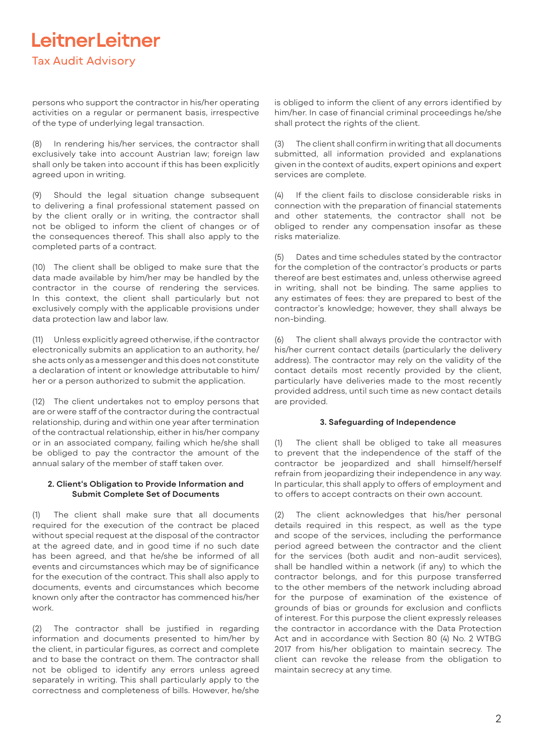persons who support the contractor in his/her operating activities on a regular or permanent basis, irrespective of the type of underlying legal transaction.

(8) In rendering his/her services, the contractor shall exclusively take into account Austrian law; foreign law shall only be taken into account if this has been explicitly agreed upon in writing.

(9) Should the legal situation change subsequent to delivering a final professional statement passed on by the client orally or in writing, the contractor shall not be obliged to inform the client of changes or of the consequences thereof. This shall also apply to the completed parts of a contract.

(10) The client shall be obliged to make sure that the data made available by him/her may be handled by the contractor in the course of rendering the services. In this context, the client shall particularly but not exclusively comply with the applicable provisions under data protection law and labor law.

(11) Unless explicitly agreed otherwise, if the contractor electronically submits an application to an authority, he/she acts only as a messenger and this does not constitute a declaration of intent or knowledge attributable to him/her or a person authorized to submit the application.

(12) The client undertakes not to employ persons that are or were staff of the contractor during the contractual relationship, during and within one year after termination of the contractual relationship, either in his/her company or in an associated company, failing which he/she shall be obliged to pay the contractor the amount of the annual salary of the member of staff taken over.

#### 2. Client's Obligation to Provide Information and Submit Complete Set of Documents

(1) The client shall make sure that all documents required for the execution of the contract be placed without special request at the disposal of the contractor at the agreed date, and in good time if no such date has been agreed, and that he/she be informed of all events and circumstances which may be of significance for the execution of the contract. This shall also apply to documents, events and circumstances which become known only after the contractor has commenced his/her work.

(2) The contractor shall be justified in regarding information and documents presented to him/her by the client, in particular figures, as correct and complete and to base the contract on them. The contractor shall not be obliged to identify any errors unless agreed separately in writing. This shall particularly apply to the correctness and completeness of bills. However, he/she is obliged to inform the client of any errors identified by him/her. In case of financial criminal proceedings he/she shall protect the rights of the client.

(3) The client shall confirm in writing that all documents submitted, all information provided and explanations given in the context of audits, expert opinions and expert services are complete.

(4) If the client fails to disclose considerable risks in connection with the preparation of financial statements and other statements, the contractor shall not be obliged to render any compensation insofar as these risks materialize.

(5) Dates and time schedules stated by the contractor for the completion of the contractor's products or parts thereof are best estimates and, unless otherwise agreed in writing, shall not be binding. The same applies to any estimates of fees: they are prepared to best of the contractor's knowledge; however, they shall always be non-binding.

(6) The client shall always provide the contractor with his/her current contact details (particularly the delivery address). The contractor may rely on the validity of the contact details most recently provided by the client, particularly have deliveries made to the most recently provided address, until such time as new contact details are provided.

#### 3. Safeguarding of Independence

(1) The client shall be obliged to take all measures to prevent that the independence of the staff of the contractor be jeopardized and shall himself/herself refrain from jeopardizing their independence in any way. In particular, this shall apply to offers of employment and to offers to accept contracts on their own account.

(2) The client acknowledges that his/her personal details required in this respect, as well as the type and scope of the services, including the performance period agreed between the contractor and the client for the services (both audit and non-audit services), shall be handled within a network (if any) to which the contractor belongs, and for this purpose transferred to the other members of the network including abroad for the purpose of examination of the existence of grounds of bias or grounds for exclusion and conflicts of interest. For this purpose the client expressly releases the contractor in accordance with the Data Protection Act and in accordance with Section 80 (4) No. 2 WTBG 2017 from his/her obligation to maintain secrecy. The client can revoke the release from the obligation to maintain secrecy at any time.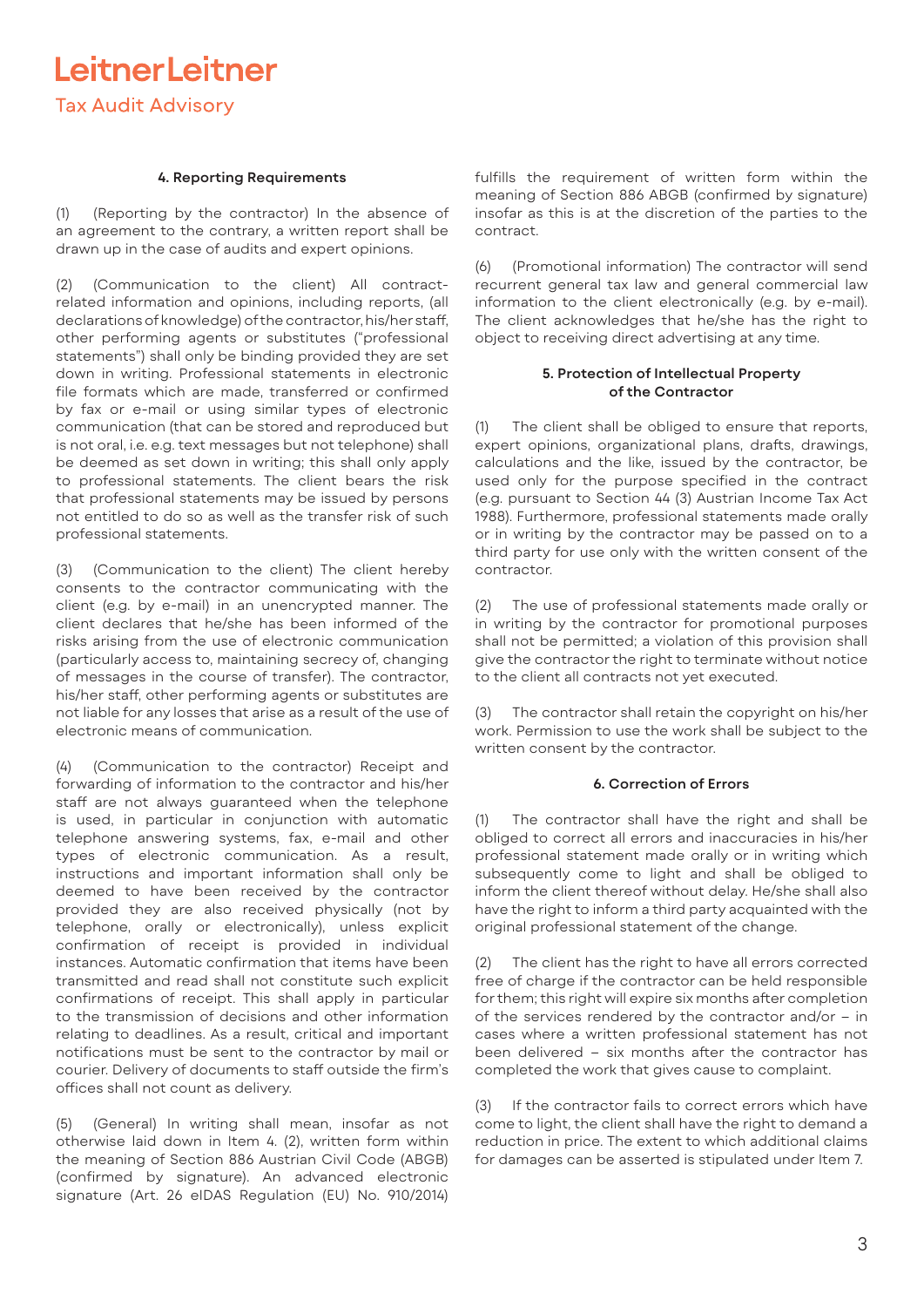## 4. Reporting Requirements

(1) (Reporting by the contractor) In the absence of an agreement to the contrary, a written report shall be drawn up in the case of audits and expert opinions.

(2) (Communication to the client) All contract-related information and opinions, including reports, (all declarations of knowledge) of the contractor, his/her staff, other performing agents or substitutes ("professional statements") shall only be binding provided they are set down in writing. Professional statements in electronic file formats which are made, transferred or confirmed by fax or e-mail or using similar types of electronic communication (that can be stored and reproduced but is not oral, i.e. e.g. text messages but not telephone) shall be deemed as set down in writing; this shall only apply to professional statements. The client bears the risk that professional statements may be issued by persons not entitled to do so as well as the transfer risk of such professional statements.

(3) (Communication to the client) The client hereby consents to the contractor communicating with the client (e.g. by e-mail) in an unencrypted manner. The client declares that he/she has been informed of the risks arising from the use of electronic communication (particularly access to, maintaining secrecy of, changing of messages in the course of transfer). The contractor, his/her staff, other performing agents or substitutes are not liable for any losses that arise as a result of the use of electronic means of communication.

(4) (Communication to the contractor) Receipt and forwarding of information to the contractor and his/her staff are not always guaranteed when the telephone is used, in particular in conjunction with automatic telephone answering systems, fax, e-mail and other types of electronic communication. As a result, instructions and important information shall only be deemed to have been received by the contractor provided they are also received physically (not by telephone, orally or electronically), unless explicit confirmation of receipt is provided in individual instances. Automatic confirmation that items have been transmitted and read shall not constitute such explicit confirmations of receipt. This shall apply in particular to the transmission of decisions and other information relating to deadlines. As a result, critical and important notifications must be sent to the contractor by mail or courier. Delivery of documents to staff outside the firm's offices shall not count as delivery.

(5) (General) In writing shall mean, insofar as not otherwise laid down in Item 4. (2), written form within the meaning of Section 886 Austrian Civil Code (ABGB) (confirmed by signature). An advanced electronic signature (Art. 26 eIDAS Regulation (EU) No. 910/2014) fulfills the requirement of written form within the meaning of Section 886 ABGB (confirmed by signature) insofar as this is at the discretion of the parties to the contract.

(6) (Promotional information) The contractor will send recurrent general tax law and general commercial law information to the client electronically (e.g. by e-mail). The client acknowledges that he/she has the right to object to receiving direct advertising at any time.

## 5. Protection of Intellectual Property of the Contractor

(1) The client shall be obliged to ensure that reports, expert opinions, organizational plans, drafts, drawings, calculations and the like, issued by the contractor, be used only for the purpose specified in the contract (e.g. pursuant to Section 44 (3) Austrian Income Tax Act 1988). Furthermore, professional statements made orally or in writing by the contractor may be passed on to a third party for use only with the written consent of the contractor.

(2) The use of professional statements made orally or in writing by the contractor for promotional purposes shall not be permitted; a violation of this provision shall give the contractor the right to terminate without notice to the client all contracts not yet executed.

(3) The contractor shall retain the copyright on his/her work. Permission to use the work shall be subject to the written consent by the contractor.

## 6. Correction of Errors

(1) The contractor shall have the right and shall be obliged to correct all errors and inaccuracies in his/her professional statement made orally or in writing which subsequently come to light and shall be obliged to inform the client thereof without delay. He/she shall also have the right to inform a third party acquainted with the original professional statement of the change.

(2) The client has the right to have all errors corrected free of charge if the contractor can be held responsible for them; this right will expire six months after completion of the services rendered by the contractor and/or – in cases where a written professional statement has not been delivered – six months after the contractor has completed the work that gives cause to complaint.

(3) If the contractor fails to correct errors which have come to light, the client shall have the right to demand a reduction in price. The extent to which additional claims for damages can be asserted is stipulated under Item 7.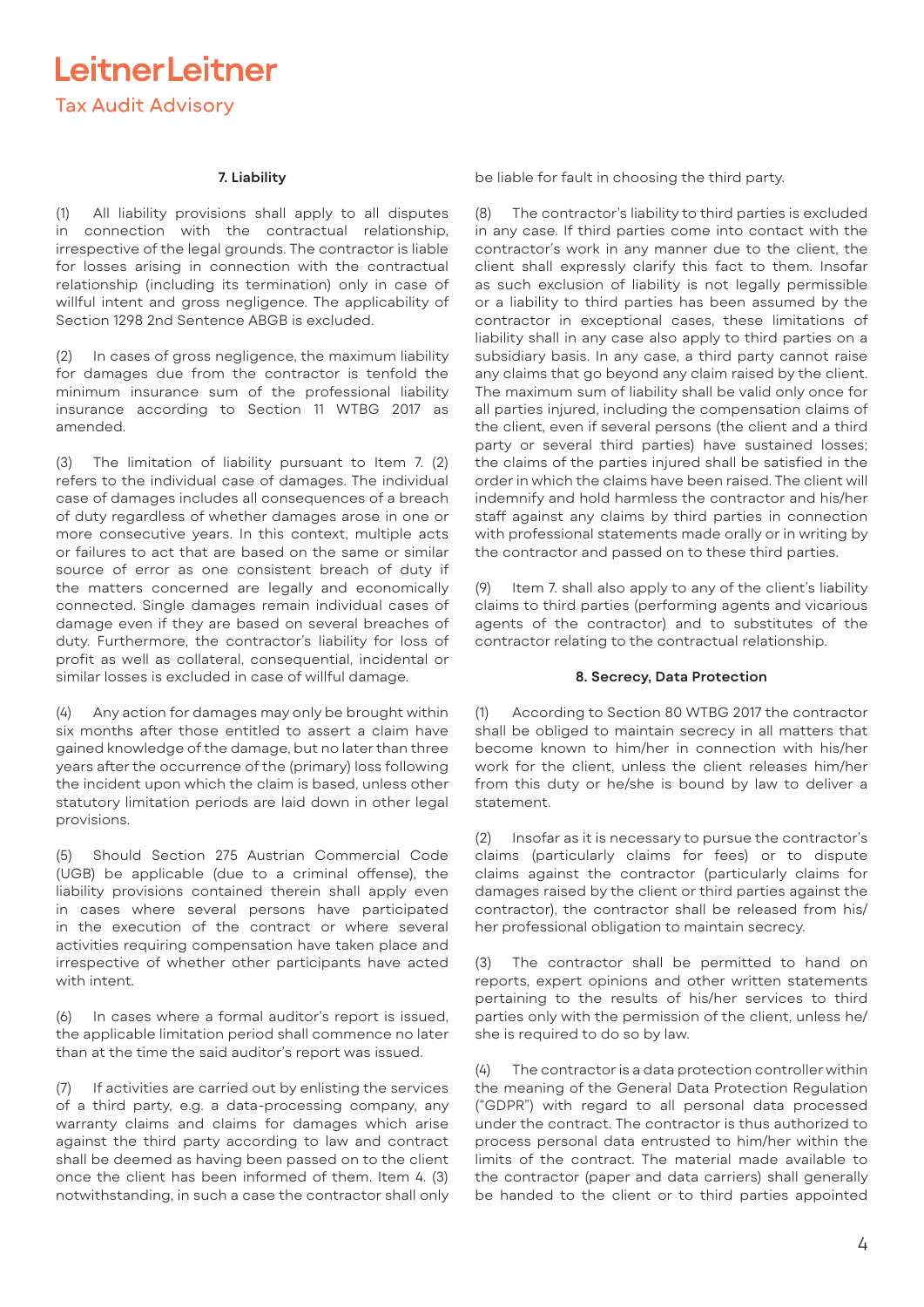### 7. Liability

(1) All liability provisions shall apply to all disputes in connection with the contractual relationship, irrespective of the legal grounds. The contractor is liable for losses arising in connection with the contractual relationship (including its termination) only in case of willful intent and gross negligence. The applicability of Section 1298 2nd Sentence ABGB is excluded.

(2) In cases of gross negligence, the maximum liability for damages due from the contractor is tenfold the minimum insurance sum of the professional liability insurance according to Section 11 WTBG 2017 as amended.

(3) The limitation of liability pursuant to Item 7. (2) refers to the individual case of damages. The individual case of damages includes all consequences of a breach of duty regardless of whether damages arose in one or more consecutive years. In this context, multiple acts or failures to act that are based on the same or similar source of error as one consistent breach of duty if the matters concerned are legally and economically connected. Single damages remain individual cases of damage even if they are based on several breaches of duty. Furthermore, the contractor's liability for loss of profit as well as collateral, consequential, incidental or similar losses is excluded in case of willful damage.

(4) Any action for damages may only be brought within six months after those entitled to assert a claim have gained knowledge of the damage, but no later than three years after the occurrence of the (primary) loss following the incident upon which the claim is based, unless other statutory limitation periods are laid down in other legal provisions.

(5) Should Section 275 Austrian Commercial Code (UGB) be applicable (due to a criminal offense), the liability provisions contained therein shall apply even in cases where several persons have participated in the execution of the contract or where several activities requiring compensation have taken place and irrespective of whether other participants have acted with intent.

(6) In cases where a formal auditor's report is issued, the applicable limitation period shall commence no later than at the time the said auditor's report was issued.

(7) If activities are carried out by enlisting the services of a third party, e.g. a data-processing company, any warranty claims and claims for damages which arise against the third party according to law and contract shall be deemed as having been passed on to the client once the client has been informed of them. Item 4. (3) notwithstanding, in such a case the contractor shall only be liable for fault in choosing the third party.

(8) The contractor's liability to third parties is excluded in any case. If third parties come into contact with the contractor's work in any manner due to the client, the client shall expressly clarify this fact to them. Insofar as such exclusion of liability is not legally permissible or a liability to third parties has been assumed by the contractor in exceptional cases, these limitations of liability shall in any case also apply to third parties on a subsidiary basis. In any case, a third party cannot raise any claims that go beyond any claim raised by the client. The maximum sum of liability shall be valid only once for all parties injured, including the compensation claims of the client, even if several persons (the client and a third party or several third parties) have sustained losses; the claims of the parties injured shall be satisfied in the order in which the claims have been raised. The client will indemnify and hold harmless the contractor and his/her staff against any claims by third parties in connection with professional statements made orally or in writing by the contractor and passed on to these third parties.

(9) Item 7. shall also apply to any of the client's liability claims to third parties (performing agents and vicarious agents of the contractor) and to substitutes of the contractor relating to the contractual relationship.

### 8. Secrecy, Data Protection

(1) According to Section 80 WTBG 2017 the contractor shall be obliged to maintain secrecy in all matters that become known to him/her in connection with his/her work for the client, unless the client releases him/her from this duty or he/she is bound by law to deliver a statement.

(2) Insofar as it is necessary to pursue the contractor's claims (particularly claims for fees) or to dispute claims against the contractor (particularly claims for damages raised by the client or third parties against the contractor), the contractor shall be released from his/her professional obligation to maintain secrecy.

(3) The contractor shall be permitted to hand on reports, expert opinions and other written statements pertaining to the results of his/her services to third parties only with the permission of the client, unless he/she is required to do so by law.

(4) The contractor is a data protection controller within the meaning of the General Data Protection Regulation ("GDPR") with regard to all personal data processed under the contract. The contractor is thus authorized to process personal data entrusted to him/her within the limits of the contract. The material made available to the contractor (paper and data carriers) shall generally be handed to the client or to third parties appointed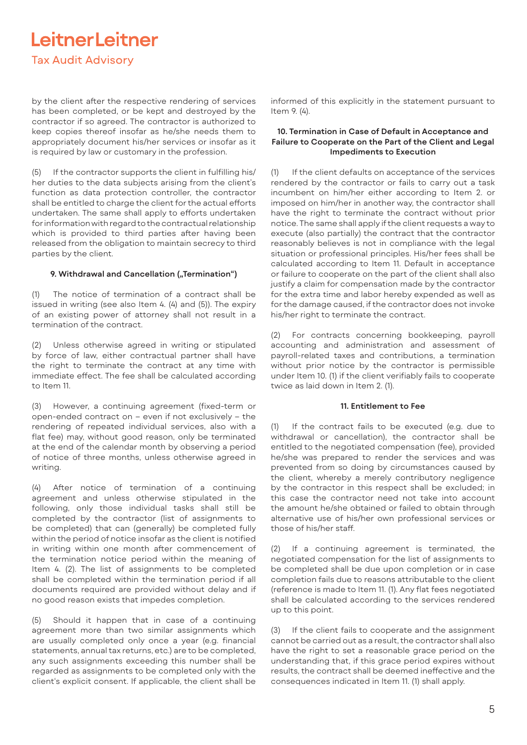by the client after the respective rendering of services has been completed, or be kept and destroyed by the contractor if so agreed. The contractor is authorized to keep copies thereof insofar as he/she needs them to appropriately document his/her services or insofar as it is required by law or customary in the profession.

(5) If the contractor supports the client in fulfilling his/her duties to the data subjects arising from the client's function as data protection controller, the contractor shall be entitled to charge the client for the actual efforts undertaken. The same shall apply to efforts undertaken for information with regard to the contractual relationship which is provided to third parties after having been released from the obligation to maintain secrecy to third parties by the client.

### 9. Withdrawal and Cancellation („Termination")

(1) The notice of termination of a contract shall be issued in writing (see also Item 4. (4) and (5)). The expiry of an existing power of attorney shall not result in a termination of the contract.

(2) Unless otherwise agreed in writing or stipulated by force of law, either contractual partner shall have the right to terminate the contract at any time with immediate effect. The fee shall be calculated according to Item 11.

(3) However, a continuing agreement (fixed-term or open-ended contract on – even if not exclusively – the rendering of repeated individual services, also with a flat fee) may, without good reason, only be terminated at the end of the calendar month by observing a period of notice of three months, unless otherwise agreed in writing.

(4) After notice of termination of a continuing agreement and unless otherwise stipulated in the following, only those individual tasks shall still be completed by the contractor (list of assignments to be completed) that can (generally) be completed fully within the period of notice insofar as the client is notified in writing within one month after commencement of the termination notice period within the meaning of Item 4. (2). The list of assignments to be completed shall be completed within the termination period if all documents required are provided without delay and if no good reason exists that impedes completion.

(5) Should it happen that in case of a continuing agreement more than two similar assignments which are usually completed only once a year (e.g. financial statements, annual tax returns, etc.) are to be completed, any such assignments exceeding this number shall be regarded as assignments to be completed only with the client's explicit consent. If applicable, the client shall be informed of this explicitly in the statement pursuant to Item 9. (4).

### 10. Termination in Case of Default in Acceptance and Failure to Cooperate on the Part of the Client and Legal Impediments to Execution

(1) If the client defaults on acceptance of the services rendered by the contractor or fails to carry out a task incumbent on him/her either according to Item 2. or imposed on him/her in another way, the contractor shall have the right to terminate the contract without prior notice. The same shall apply if the client requests a way to execute (also partially) the contract that the contractor reasonably believes is not in compliance with the legal situation or professional principles. His/her fees shall be calculated according to Item 11. Default in acceptance or failure to cooperate on the part of the client shall also justify a claim for compensation made by the contractor for the extra time and labor hereby expended as well as for the damage caused, if the contractor does not invoke his/her right to terminate the contract.

(2) For contracts concerning bookkeeping, payroll accounting and administration and assessment of payroll-related taxes and contributions, a termination without prior notice by the contractor is permissible under Item 10. (1) if the client verifiably fails to cooperate twice as laid down in Item 2. (1).

### 11. Entitlement to Fee

(1) If the contract fails to be executed (e.g. due to withdrawal or cancellation), the contractor shall be entitled to the negotiated compensation (fee), provided he/she was prepared to render the services and was prevented from so doing by circumstances caused by the client, whereby a merely contributory negligence by the contractor in this respect shall be excluded; in this case the contractor need not take into account the amount he/she obtained or failed to obtain through alternative use of his/her own professional services or those of his/her staff.

(2) If a continuing agreement is terminated, the negotiated compensation for the list of assignments to be completed shall be due upon completion or in case completion fails due to reasons attributable to the client (reference is made to Item 11. (1). Any flat fees negotiated shall be calculated according to the services rendered up to this point.

(3) If the client fails to cooperate and the assignment cannot be carried out as a result, the contractor shall also have the right to set a reasonable grace period on the understanding that, if this grace period expires without results, the contract shall be deemed ineffective and the consequences indicated in Item 11. (1) shall apply.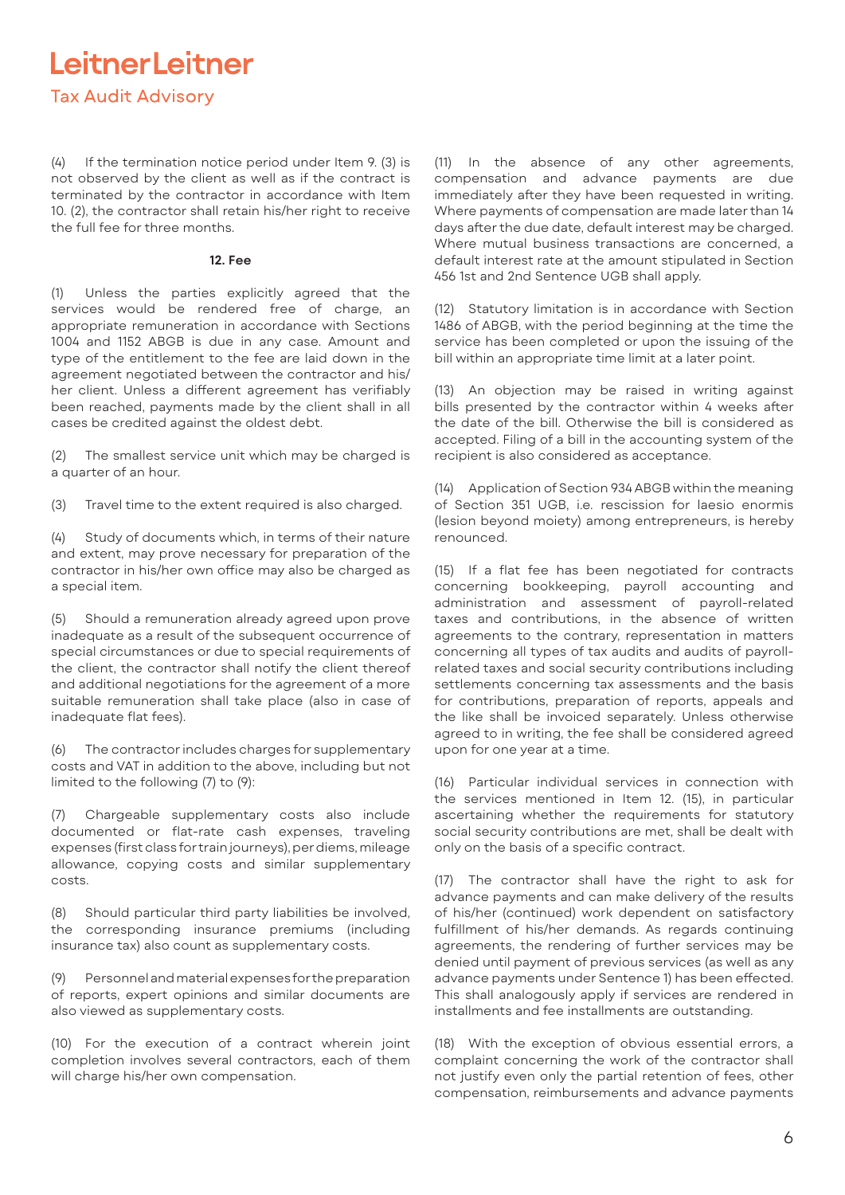(4) If the termination notice period under Item 9. (3) is not observed by the client as well as if the contract is terminated by the contractor in accordance with Item 10. (2), the contractor shall retain his/her right to receive the full fee for three months.

**12. Fee**

(1) Unless the parties explicitly agreed that the services would be rendered free of charge, an appropriate remuneration in accordance with Sections 1004 and 1152 ABGB is due in any case. Amount and type of the entitlement to the fee are laid down in the agreement negotiated between the contractor and his/her client. Unless a different agreement has verifiably been reached, payments made by the client shall in all cases be credited against the oldest debt.

(2) The smallest service unit which may be charged is a quarter of an hour.

(3) Travel time to the extent required is also charged.

(4) Study of documents which, in terms of their nature and extent, may prove necessary for preparation of the contractor in his/her own office may also be charged as a special item.

(5) Should a remuneration already agreed upon prove inadequate as a result of the subsequent occurrence of special circumstances or due to special requirements of the client, the contractor shall notify the client thereof and additional negotiations for the agreement of a more suitable remuneration shall take place (also in case of inadequate flat fees).

(6) The contractor includes charges for supplementary costs and VAT in addition to the above, including but not limited to the following (7) to (9):

(7) Chargeable supplementary costs also include documented or flat-rate cash expenses, traveling expenses (first class for train journeys), per diems, mileage allowance, copying costs and similar supplementary costs.

(8) Should particular third party liabilities be involved, the corresponding insurance premiums (including insurance tax) also count as supplementary costs.

(9) Personnel and material expenses for the preparation of reports, expert opinions and similar documents are also viewed as supplementary costs.

(10) For the execution of a contract wherein joint completion involves several contractors, each of them will charge his/her own compensation.

(11) In the absence of any other agreements, compensation and advance payments are due immediately after they have been requested in writing. Where payments of compensation are made later than 14 days after the due date, default interest may be charged. Where mutual business transactions are concerned, a default interest rate at the amount stipulated in Section 456 1st and 2nd Sentence UGB shall apply.

(12) Statutory limitation is in accordance with Section 1486 of ABGB, with the period beginning at the time the service has been completed or upon the issuing of the bill within an appropriate time limit at a later point.

(13) An objection may be raised in writing against bills presented by the contractor within 4 weeks after the date of the bill. Otherwise the bill is considered as accepted. Filing of a bill in the accounting system of the recipient is also considered as acceptance.

(14) Application of Section 934 ABGB within the meaning of Section 351 UGB, i.e. rescission for laesio enormis (lesion beyond moiety) among entrepreneurs, is hereby renounced.

(15) If a flat fee has been negotiated for contracts concerning bookkeeping, payroll accounting and administration and assessment of payroll-related taxes and contributions, in the absence of written agreements to the contrary, representation in matters concerning all types of tax audits and audits of payroll-related taxes and social security contributions including settlements concerning tax assessments and the basis for contributions, preparation of reports, appeals and the like shall be invoiced separately. Unless otherwise agreed to in writing, the fee shall be considered agreed upon for one year at a time.

(16) Particular individual services in connection with the services mentioned in Item 12. (15), in particular ascertaining whether the requirements for statutory social security contributions are met, shall be dealt with only on the basis of a specific contract.

(17) The contractor shall have the right to ask for advance payments and can make delivery of the results of his/her (continued) work dependent on satisfactory fulfillment of his/her demands. As regards continuing agreements, the rendering of further services may be denied until payment of previous services (as well as any advance payments under Sentence 1) has been effected. This shall analogously apply if services are rendered in installments and fee installments are outstanding.

(18) With the exception of obvious essential errors, a complaint concerning the work of the contractor shall not justify even only the partial retention of fees, other compensation, reimbursements and advance payments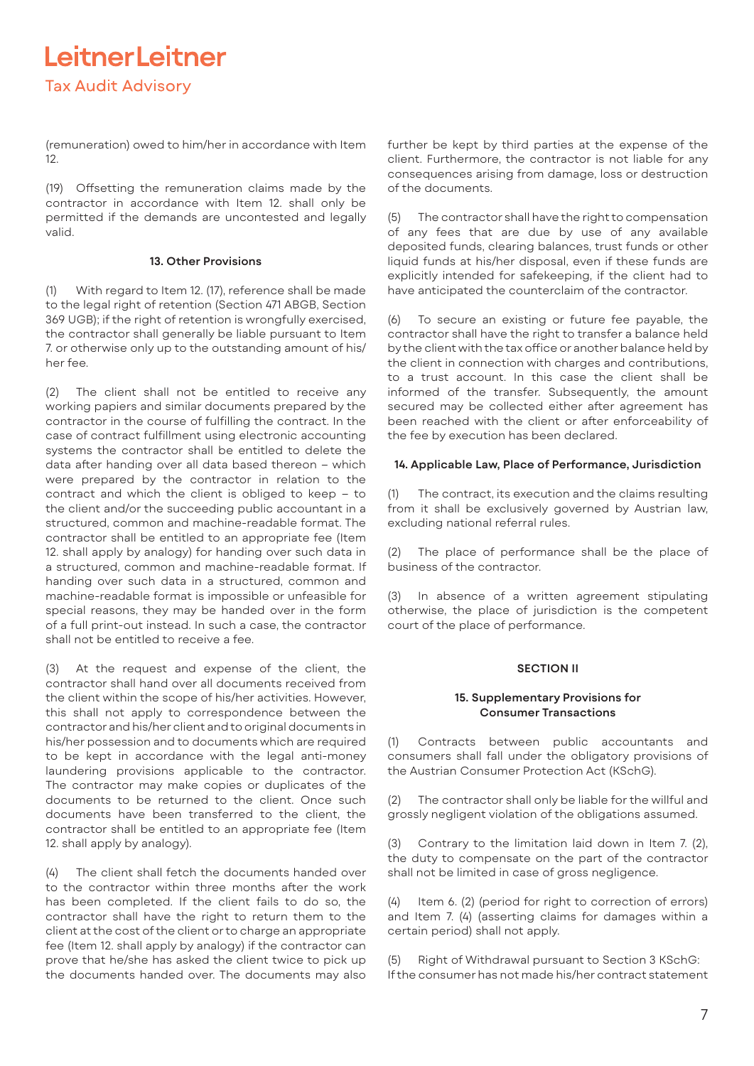(remuneration) owed to him/her in accordance with Item 12.

(19) Offsetting the remuneration claims made by the contractor in accordance with Item 12. shall only be permitted if the demands are uncontested and legally valid.

### 13. Other Provisions

(1) With regard to Item 12. (17), reference shall be made to the legal right of retention (Section 471 ABGB, Section 369 UGB); if the right of retention is wrongfully exercised, the contractor shall generally be liable pursuant to Item 7. or otherwise only up to the outstanding amount of his/her fee.

(2) The client shall not be entitled to receive any working papers and similar documents prepared by the contractor in the course of fulfilling the contract. In the case of contract fulfillment using electronic accounting systems the contractor shall be entitled to delete the data after handing over all data based thereon – which were prepared by the contractor in relation to the contract and which the client is obliged to keep – to the client and/or the succeeding public accountant in a structured, common and machine-readable format. The contractor shall be entitled to an appropriate fee (Item 12. shall apply by analogy) for handing over such data in a structured, common and machine-readable format. If handing over such data in a structured, common and machine-readable format is impossible or unfeasible for special reasons, they may be handed over in the form of a full print-out instead. In such a case, the contractor shall not be entitled to receive a fee.

(3) At the request and expense of the client, the contractor shall hand over all documents received from the client within the scope of his/her activities. However, this shall not apply to correspondence between the contractor and his/her client and to original documents in his/her possession and to documents which are required to be kept in accordance with the legal anti-money laundering provisions applicable to the contractor. The contractor may make copies or duplicates of the documents to be returned to the client. Once such documents have been transferred to the client, the contractor shall be entitled to an appropriate fee (Item 12. shall apply by analogy).

(4) The client shall fetch the documents handed over to the contractor within three months after the work has been completed. If the client fails to do so, the contractor shall have the right to return them to the client at the cost of the client or to charge an appropriate fee (Item 12. shall apply by analogy) if the contractor can prove that he/she has asked the client twice to pick up the documents handed over. The documents may also further be kept by third parties at the expense of the client. Furthermore, the contractor is not liable for any consequences arising from damage, loss or destruction of the documents.

(5) The contractor shall have the right to compensation of any fees that are due by use of any available deposited funds, clearing balances, trust funds or other liquid funds at his/her disposal, even if these funds are explicitly intended for safekeeping, if the client had to have anticipated the counterclaim of the contractor.

(6) To secure an existing or future fee payable, the contractor shall have the right to transfer a balance held by the client with the tax office or another balance held by the client in connection with charges and contributions, to a trust account. In this case the client shall be informed of the transfer. Subsequently, the amount secured may be collected either after agreement has been reached with the client or after enforceability of the fee by execution has been declared.

### 14. Applicable Law, Place of Performance, Jurisdiction

(1) The contract, its execution and the claims resulting from it shall be exclusively governed by Austrian law, excluding national referral rules.

(2) The place of performance shall be the place of business of the contractor.

(3) In absence of a written agreement stipulating otherwise, the place of jurisdiction is the competent court of the place of performance.

## SECTION II

### 15. Supplementary Provisions for Consumer Transactions

(1) Contracts between public accountants and consumers shall fall under the obligatory provisions of the Austrian Consumer Protection Act (KSchG).

(2) The contractor shall only be liable for the willful and grossly negligent violation of the obligations assumed.

(3) Contrary to the limitation laid down in Item 7. (2), the duty to compensate on the part of the contractor shall not be limited in case of gross negligence.

(4) Item 6. (2) (period for right to correction of errors) and Item 7. (4) (asserting claims for damages within a certain period) shall not apply.

(5) Right of Withdrawal pursuant to Section 3 KSchG: If the consumer has not made his/her contract statement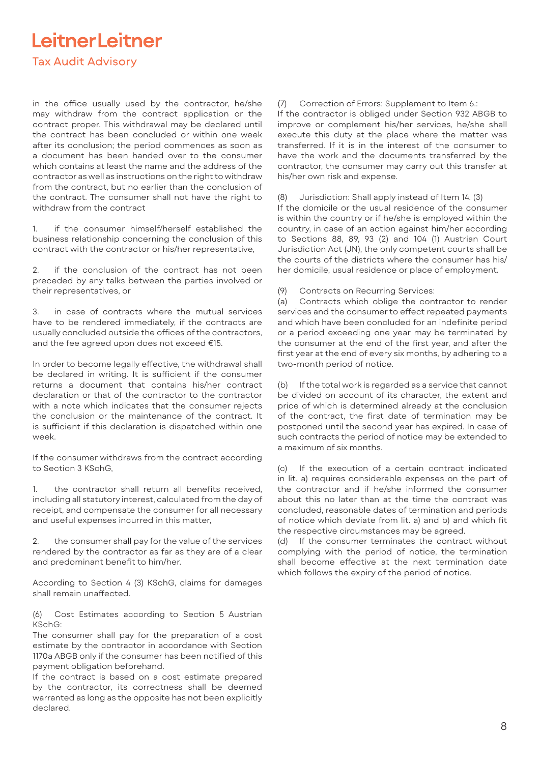in the office usually used by the contractor, he/she may withdraw from the contract application or the contract proper. This withdrawal may be declared until the contract has been concluded or within one week after its conclusion; the period commences as soon as a document has been handed over to the consumer which contains at least the name and the address of the contractor as well as instructions on the right to withdraw from the contract, but no earlier than the conclusion of the contract. The consumer shall not have the right to withdraw from the contract

1. if the consumer himself/herself established the business relationship concerning the conclusion of this contract with the contractor or his/her representative,

2. if the conclusion of the contract has not been preceded by any talks between the parties involved or their representatives, or

3. in case of contracts where the mutual services have to be rendered immediately, if the contracts are usually concluded outside the offices of the contractors, and the fee agreed upon does not exceed €15.

In order to become legally effective, the withdrawal shall be declared in writing. It is sufficient if the consumer returns a document that contains his/her contract declaration or that of the contractor to the contractor with a note which indicates that the consumer rejects the conclusion or the maintenance of the contract. It is sufficient if this declaration is dispatched within one week.

If the consumer withdraws from the contract according to Section 3 KSchG,

1. the contractor shall return all benefits received, including all statutory interest, calculated from the day of receipt, and compensate the consumer for all necessary and useful expenses incurred in this matter,

2. the consumer shall pay for the value of the services rendered by the contractor as far as they are of a clear and predominant benefit to him/her.

According to Section 4 (3) KSchG, claims for damages shall remain unaffected.

(6) Cost Estimates according to Section 5 Austrian KSchG:
The consumer shall pay for the preparation of a cost estimate by the contractor in accordance with Section 1170a ABGB only if the consumer has been notified of this payment obligation beforehand.
If the contract is based on a cost estimate prepared by the contractor, its correctness shall be deemed warranted as long as the opposite has not been explicitly declared.

(7) Correction of Errors: Supplement to Item 6.:
If the contractor is obliged under Section 932 ABGB to improve or complement his/her services, he/she shall execute this duty at the place where the matter was transferred. If it is in the interest of the consumer to have the work and the documents transferred by the contractor, the consumer may carry out this transfer at his/her own risk and expense.

(8) Jurisdiction: Shall apply instead of Item 14. (3)
If the domicile or the usual residence of the consumer is within the country or if he/she is employed within the country, in case of an action against him/her according to Sections 88, 89, 93 (2) and 104 (1) Austrian Court Jurisdiction Act (JN), the only competent courts shall be the courts of the districts where the consumer has his/her domicile, usual residence or place of employment.

(9) Contracts on Recurring Services:
(a) Contracts which oblige the contractor to render services and the consumer to effect repeated payments and which have been concluded for an indefinite period or a period exceeding one year may be terminated by the consumer at the end of the first year, and after the first year at the end of every six months, by adhering to a two-month period of notice.

(b) If the total work is regarded as a service that cannot be divided on account of its character, the extent and price of which is determined already at the conclusion of the contract, the first date of termination may be postponed until the second year has expired. In case of such contracts the period of notice may be extended to a maximum of six months.

(c) If the execution of a certain contract indicated in lit. a) requires considerable expenses on the part of the contractor and if he/she informed the consumer about this no later than at the time the contract was concluded, reasonable dates of termination and periods of notice which deviate from lit. a) and b) and which fit the respective circumstances may be agreed.
(d) If the consumer terminates the contract without complying with the period of notice, the termination shall become effective at the next termination date which follows the expiry of the period of notice.